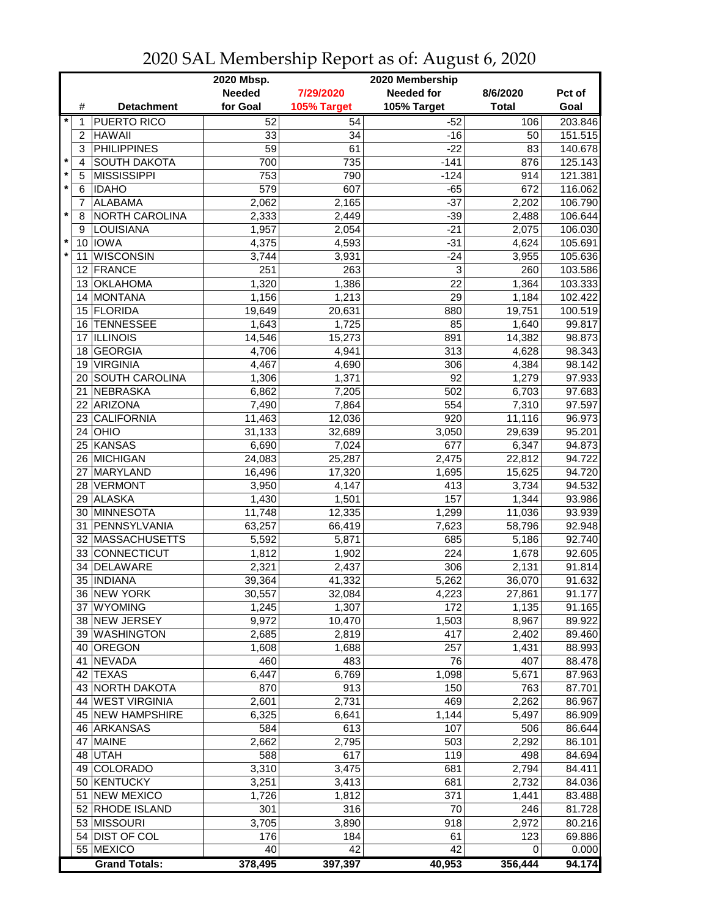# 2020 SAL Membership Report as of: August 6, 2020

| | # | Detachment | 2020 Mbsp. Needed for Goal | 7/29/2020 105% Target | 2020 Membership Needed for 105% Target | 8/6/2020 Total | Pct of Goal |
|---|---|---|---|---|---|---|---|
| * | 1 | PUERTO RICO | 52 | 54 | -52 | 106 | 203.846 |
| | 2 | HAWAII | 33 | 34 | -16 | 50 | 151.515 |
| | 3 | PHILIPPINES | 59 | 61 | -22 | 83 | 140.678 |
| * | 4 | SOUTH DAKOTA | 700 | 735 | -141 | 876 | 125.143 |
| * | 5 | MISSISSIPPI | 753 | 790 | -124 | 914 | 121.381 |
| * | 6 | IDAHO | 579 | 607 | -65 | 672 | 116.062 |
| | 7 | ALABAMA | 2,062 | 2,165 | -37 | 2,202 | 106.790 |
| * | 8 | NORTH CAROLINA | 2,333 | 2,449 | -39 | 2,488 | 106.644 |
| | 9 | LOUISIANA | 1,957 | 2,054 | -21 | 2,075 | 106.030 |
| * | 10 | IOWA | 4,375 | 4,593 | -31 | 4,624 | 105.691 |
| * | 11 | WISCONSIN | 3,744 | 3,931 | -24 | 3,955 | 105.636 |
| | 12 | FRANCE | 251 | 263 | 3 | 260 | 103.586 |
| | 13 | OKLAHOMA | 1,320 | 1,386 | 22 | 1,364 | 103.333 |
| | 14 | MONTANA | 1,156 | 1,213 | 29 | 1,184 | 102.422 |
| | 15 | FLORIDA | 19,649 | 20,631 | 880 | 19,751 | 100.519 |
| | 16 | TENNESSEE | 1,643 | 1,725 | 85 | 1,640 | 99.817 |
| | 17 | ILLINOIS | 14,546 | 15,273 | 891 | 14,382 | 98.873 |
| | 18 | GEORGIA | 4,706 | 4,941 | 313 | 4,628 | 98.343 |
| | 19 | VIRGINIA | 4,467 | 4,690 | 306 | 4,384 | 98.142 |
| | 20 | SOUTH CAROLINA | 1,306 | 1,371 | 92 | 1,279 | 97.933 |
| | 21 | NEBRASKA | 6,862 | 7,205 | 502 | 6,703 | 97.683 |
| | 22 | ARIZONA | 7,490 | 7,864 | 554 | 7,310 | 97.597 |
| | 23 | CALIFORNIA | 11,463 | 12,036 | 920 | 11,116 | 96.973 |
| | 24 | OHIO | 31,133 | 32,689 | 3,050 | 29,639 | 95.201 |
| | 25 | KANSAS | 6,690 | 7,024 | 677 | 6,347 | 94.873 |
| | 26 | MICHIGAN | 24,083 | 25,287 | 2,475 | 22,812 | 94.722 |
| | 27 | MARYLAND | 16,496 | 17,320 | 1,695 | 15,625 | 94.720 |
| | 28 | VERMONT | 3,950 | 4,147 | 413 | 3,734 | 94.532 |
| | 29 | ALASKA | 1,430 | 1,501 | 157 | 1,344 | 93.986 |
| | 30 | MINNESOTA | 11,748 | 12,335 | 1,299 | 11,036 | 93.939 |
| | 31 | PENNSYLVANIA | 63,257 | 66,419 | 7,623 | 58,796 | 92.948 |
| | 32 | MASSACHUSETTS | 5,592 | 5,871 | 685 | 5,186 | 92.740 |
| | 33 | CONNECTICUT | 1,812 | 1,902 | 224 | 1,678 | 92.605 |
| | 34 | DELAWARE | 2,321 | 2,437 | 306 | 2,131 | 91.814 |
| | 35 | INDIANA | 39,364 | 41,332 | 5,262 | 36,070 | 91.632 |
| | 36 | NEW YORK | 30,557 | 32,084 | 4,223 | 27,861 | 91.177 |
| | 37 | WYOMING | 1,245 | 1,307 | 172 | 1,135 | 91.165 |
| | 38 | NEW JERSEY | 9,972 | 10,470 | 1,503 | 8,967 | 89.922 |
| | 39 | WASHINGTON | 2,685 | 2,819 | 417 | 2,402 | 89.460 |
| | 40 | OREGON | 1,608 | 1,688 | 257 | 1,431 | 88.993 |
| | 41 | NEVADA | 460 | 483 | 76 | 407 | 88.478 |
| | 42 | TEXAS | 6,447 | 6,769 | 1,098 | 5,671 | 87.963 |
| | 43 | NORTH DAKOTA | 870 | 913 | 150 | 763 | 87.701 |
| | 44 | WEST VIRGINIA | 2,601 | 2,731 | 469 | 2,262 | 86.967 |
| | 45 | NEW HAMPSHIRE | 6,325 | 6,641 | 1,144 | 5,497 | 86.909 |
| | 46 | ARKANSAS | 584 | 613 | 107 | 506 | 86.644 |
| | 47 | MAINE | 2,662 | 2,795 | 503 | 2,292 | 86.101 |
| | 48 | UTAH | 588 | 617 | 119 | 498 | 84.694 |
| | 49 | COLORADO | 3,310 | 3,475 | 681 | 2,794 | 84.411 |
| | 50 | KENTUCKY | 3,251 | 3,413 | 681 | 2,732 | 84.036 |
| | 51 | NEW MEXICO | 1,726 | 1,812 | 371 | 1,441 | 83.488 |
| | 52 | RHODE ISLAND | 301 | 316 | 70 | 246 | 81.728 |
| | 53 | MISSOURI | 3,705 | 3,890 | 918 | 2,972 | 80.216 |
| | 54 | DIST OF COL | 176 | 184 | 61 | 123 | 69.886 |
| | 55 | MEXICO | 40 | 42 | 42 | 0 | 0.000 |
| | | **Grand Totals:** | **378,495** | **397,397** | **40,953** | **356,444** | **94.174** |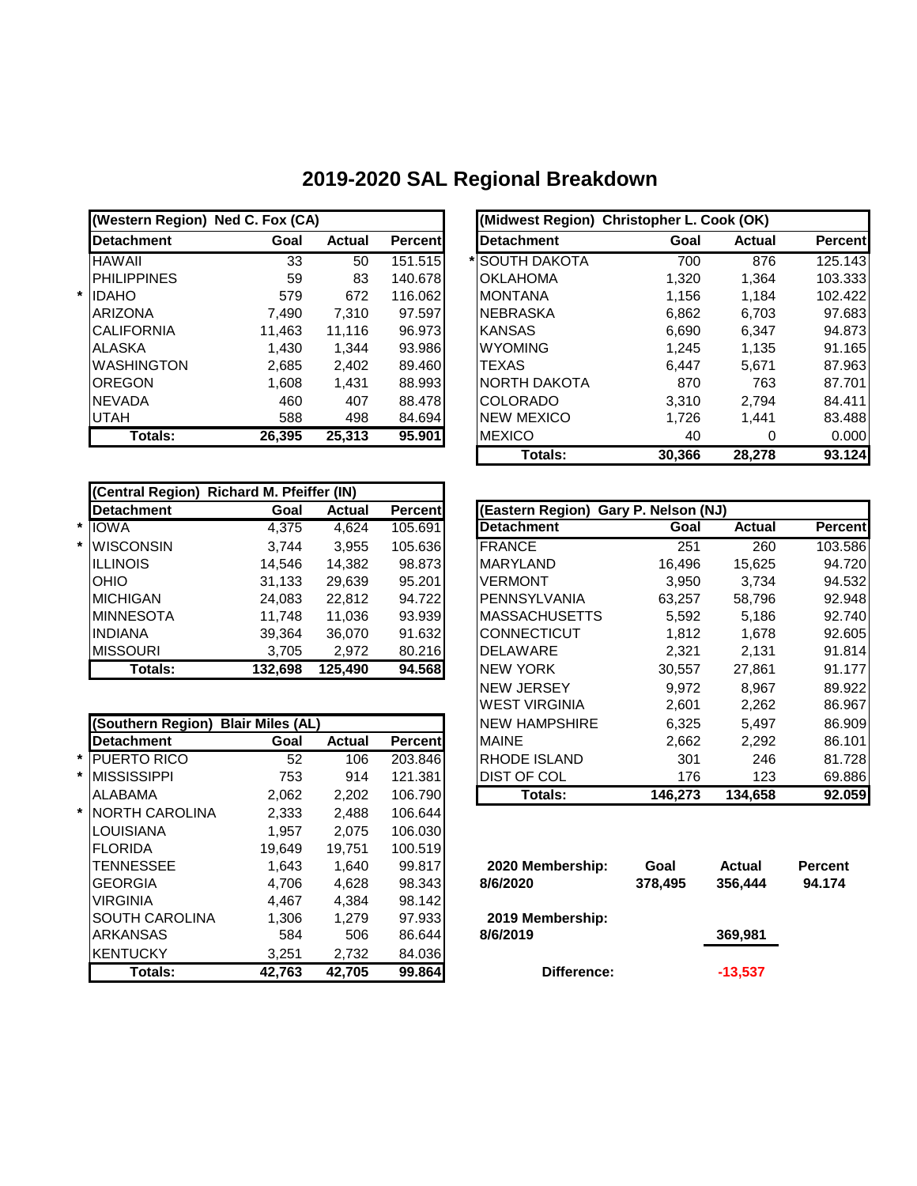# 2019-2020 SAL Regional Breakdown

| | (Western Region) Ned C. Fox (CA) | | | |
|---|---|---|---|---|
| | **Detachment** | **Goal** | **Actual** | **Percent** |
| | HAWAII | 33 | 50 | 151.515 |
| | PHILIPPINES | 59 | 83 | 140.678 |
| * | IDAHO | 579 | 672 | 116.062 |
| | ARIZONA | 7,490 | 7,310 | 97.597 |
| | CALIFORNIA | 11,463 | 11,116 | 96.973 |
| | ALASKA | 1,430 | 1,344 | 93.986 |
| | WASHINGTON | 2,685 | 2,402 | 89.460 |
| | OREGON | 1,608 | 1,431 | 88.993 |
| | NEVADA | 460 | 407 | 88.478 |
| | UTAH | 588 | 498 | 84.694 |
| | **Totals:** | **26,395** | **25,313** | **95.901** |

| | (Midwest Region) Christopher L. Cook (OK) | | | |
|---|---|---|---|---|
| | **Detachment** | **Goal** | **Actual** | **Percent** |
| * | SOUTH DAKOTA | 700 | 876 | 125.143 |
| | OKLAHOMA | 1,320 | 1,364 | 103.333 |
| | MONTANA | 1,156 | 1,184 | 102.422 |
| | NEBRASKA | 6,862 | 6,703 | 97.683 |
| | KANSAS | 6,690 | 6,347 | 94.873 |
| | WYOMING | 1,245 | 1,135 | 91.165 |
| | TEXAS | 6,447 | 5,671 | 87.963 |
| | NORTH DAKOTA | 870 | 763 | 87.701 |
| | COLORADO | 3,310 | 2,794 | 84.411 |
| | NEW MEXICO | 1,726 | 1,441 | 83.488 |
| | MEXICO | 40 | 0 | 0.000 |
| | **Totals:** | **30,366** | **28,278** | **93.124** |

| | (Central Region) Richard M. Pfeiffer (IN) | | | |
|---|---|---|---|---|
| | **Detachment** | **Goal** | **Actual** | **Percent** |
| * | IOWA | 4,375 | 4,624 | 105.691 |
| * | WISCONSIN | 3,744 | 3,955 | 105.636 |
| | ILLINOIS | 14,546 | 14,382 | 98.873 |
| | OHIO | 31,133 | 29,639 | 95.201 |
| | MICHIGAN | 24,083 | 22,812 | 94.722 |
| | MINNESOTA | 11,748 | 11,036 | 93.939 |
| | INDIANA | 39,364 | 36,070 | 91.632 |
| | MISSOURI | 3,705 | 2,972 | 80.216 |
| | **Totals:** | **132,698** | **125,490** | **94.568** |

| (Eastern Region) Gary P. Nelson (NJ) | | | |
|---|---|---|---|
| **Detachment** | **Goal** | **Actual** | **Percent** |
| FRANCE | 251 | 260 | 103.586 |
| MARYLAND | 16,496 | 15,625 | 94.720 |
| VERMONT | 3,950 | 3,734 | 94.532 |
| PENNSYLVANIA | 63,257 | 58,796 | 92.948 |
| MASSACHUSETTS | 5,592 | 5,186 | 92.740 |
| CONNECTICUT | 1,812 | 1,678 | 92.605 |
| DELAWARE | 2,321 | 2,131 | 91.814 |
| NEW YORK | 30,557 | 27,861 | 91.177 |
| NEW JERSEY | 9,972 | 8,967 | 89.922 |
| WEST VIRGINIA | 2,601 | 2,262 | 86.967 |
| NEW HAMPSHIRE | 6,325 | 5,497 | 86.909 |
| MAINE | 2,662 | 2,292 | 86.101 |
| RHODE ISLAND | 301 | 246 | 81.728 |
| DIST OF COL | 176 | 123 | 69.886 |
| **Totals:** | **146,273** | **134,658** | **92.059** |

| | (Southern Region) Blair Miles (AL) | | | |
|---|---|---|---|---|
| | **Detachment** | **Goal** | **Actual** | **Percent** |
| * | PUERTO RICO | 52 | 106 | 203.846 |
| * | MISSISSIPPI | 753 | 914 | 121.381 |
| | ALABAMA | 2,062 | 2,202 | 106.790 |
| * | NORTH CAROLINA | 2,333 | 2,488 | 106.644 |
| | LOUISIANA | 1,957 | 2,075 | 106.030 |
| | FLORIDA | 19,649 | 19,751 | 100.519 |
| | TENNESSEE | 1,643 | 1,640 | 99.817 |
| | GEORGIA | 4,706 | 4,628 | 98.343 |
| | VIRGINIA | 4,467 | 4,384 | 98.142 |
| | SOUTH CAROLINA | 1,306 | 1,279 | 97.933 |
| | ARKANSAS | 584 | 506 | 86.644 |
| | KENTUCKY | 3,251 | 2,732 | 84.036 |
| | **Totals:** | **42,763** | **42,705** | **99.864** |

| **2020 Membership:** | **Goal** | **Actual** | **Percent** |
|---|---|---|---|
| **8/6/2020** | **378,495** | **356,444** | **94.174** |
| **2019 Membership:** | | | |
| **8/6/2019** | | **369,981** | |
| **Difference:** | | **-13,537** | |